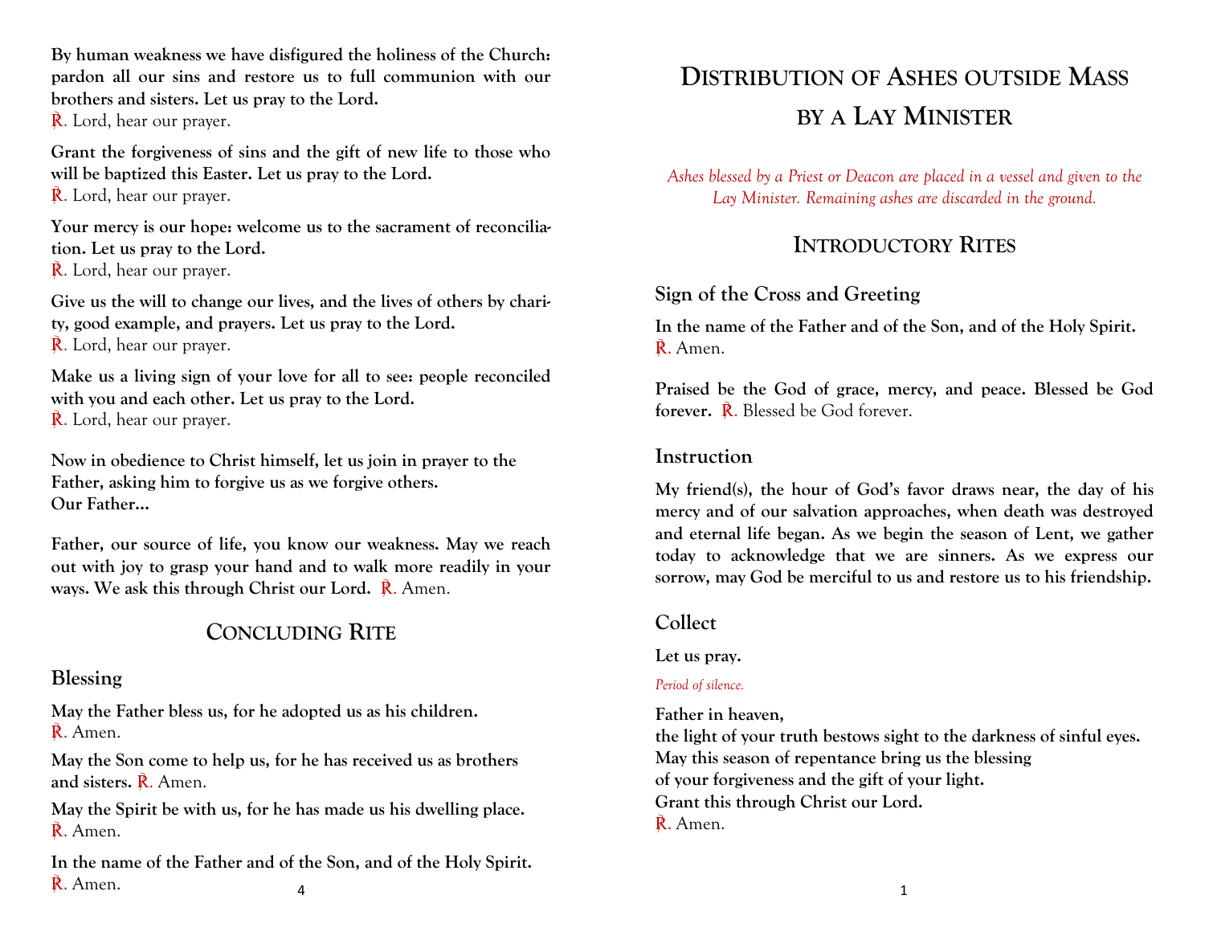**By human weakness we have disfigured the holiness of the Church: pardon all our sins and restore us to full communion with our brothers and sisters. Let us pray to the Lord.**
℟. Lord, hear our prayer.

**Grant the forgiveness of sins and the gift of new life to those who will be baptized this Easter. Let us pray to the Lord.**
℟. Lord, hear our prayer.

**Your mercy is our hope: welcome us to the sacrament of reconciliation. Let us pray to the Lord.**
℟. Lord, hear our prayer.

**Give us the will to change our lives, and the lives of others by charity, good example, and prayers. Let us pray to the Lord.**
℟. Lord, hear our prayer.

**Make us a living sign of your love for all to see: people reconciled with you and each other. Let us pray to the Lord.**
℟. Lord, hear our prayer.

**Now in obedience to Christ himself, let us join in prayer to the Father, asking him to forgive us as we forgive others.**
**Our Father…**

**Father, our source of life, you know our weakness. May we reach out with joy to grasp your hand and to walk more readily in your ways. We ask this through Christ our Lord.** ℟. Amen.

## CONCLUDING RITE

### Blessing

**May the Father bless us, for he adopted us as his children.**
℟. Amen.

**May the Son come to help us, for he has received us as brothers and sisters.** ℟. Amen.

**May the Spirit be with us, for he has made us his dwelling place.**
℟. Amen.

**In the name of the Father and of the Son, and of the Holy Spirit.**
℟. Amen.

# DISTRIBUTION OF ASHES OUTSIDE MASS BY A LAY MINISTER

*Ashes blessed by a Priest or Deacon are placed in a vessel and given to the Lay Minister. Remaining ashes are discarded in the ground.*

## INTRODUCTORY RITES

### Sign of the Cross and Greeting

**In the name of the Father and of the Son, and of the Holy Spirit.**
℟. Amen.

**Praised be the God of grace, mercy, and peace. Blessed be God forever.** ℟. Blessed be God forever.

### Instruction

**My friend(s), the hour of God's favor draws near, the day of his mercy and of our salvation approaches, when death was destroyed and eternal life began. As we begin the season of Lent, we gather today to acknowledge that we are sinners. As we express our sorrow, may God be merciful to us and restore us to his friendship.**

### Collect

**Let us pray.**

*Period of silence.*

**Father in heaven,**
**the light of your truth bestows sight to the darkness of sinful eyes.**
**May this season of repentance bring us the blessing**
**of your forgiveness and the gift of your light.**
**Grant this through Christ our Lord.**
℟. Amen.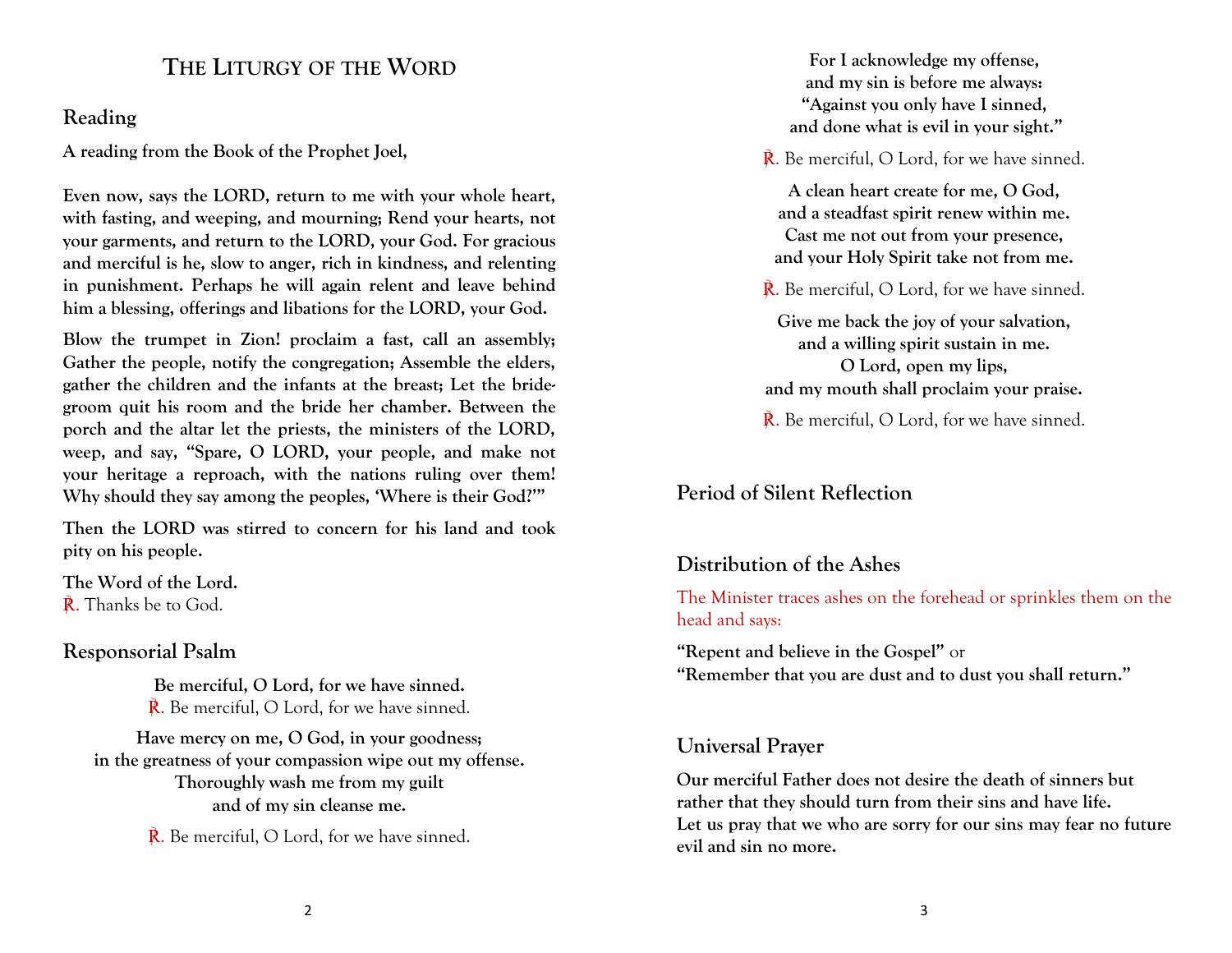# THE LITURGY OF THE WORD

## Reading

**A reading from the Book of the Prophet Joel,**

**Even now, says the LORD, return to me with your whole heart, with fasting, and weeping, and mourning; Rend your hearts, not your garments, and return to the LORD, your God. For gracious and merciful is he, slow to anger, rich in kindness, and relenting in punishment. Perhaps he will again relent and leave behind him a blessing, offerings and libations for the LORD, your God.**

**Blow the trumpet in Zion! proclaim a fast, call an assembly; Gather the people, notify the congregation; Assemble the elders, gather the children and the infants at the breast; Let the bridegroom quit his room and the bride her chamber. Between the porch and the altar let the priests, the ministers of the LORD, weep, and say, "Spare, O LORD, your people, and make not your heritage a reproach, with the nations ruling over them! Why should they say among the peoples, 'Where is their God?'"**

**Then the LORD was stirred to concern for his land and took pity on his people.**

**The Word of the Lord.**
℟. Thanks be to God.

## Responsorial Psalm

**Be merciful, O Lord, for we have sinned.**
℟. Be merciful, O Lord, for we have sinned.

**Have mercy on me, O God, in your goodness;
in the greatness of your compassion wipe out my offense.
Thoroughly wash me from my guilt
and of my sin cleanse me.**

℟. Be merciful, O Lord, for we have sinned.

**For I acknowledge my offense,
and my sin is before me always:
"Against you only have I sinned,
and done what is evil in your sight."**

℟. Be merciful, O Lord, for we have sinned.

**A clean heart create for me, O God,
and a steadfast spirit renew within me.
Cast me not out from your presence,
and your Holy Spirit take not from me.**

℟. Be merciful, O Lord, for we have sinned.

**Give me back the joy of your salvation,
and a willing spirit sustain in me.
O Lord, open my lips,
and my mouth shall proclaim your praise.**

℟. Be merciful, O Lord, for we have sinned.

## Period of Silent Reflection

## Distribution of the Ashes

The Minister traces ashes on the forehead or sprinkles them on the head and says:

**"Repent and believe in the Gospel"** or
**"Remember that you are dust and to dust you shall return."**

## Universal Prayer

**Our merciful Father does not desire the death of sinners but rather that they should turn from their sins and have life.
Let us pray that we who are sorry for our sins may fear no future evil and sin no more.**